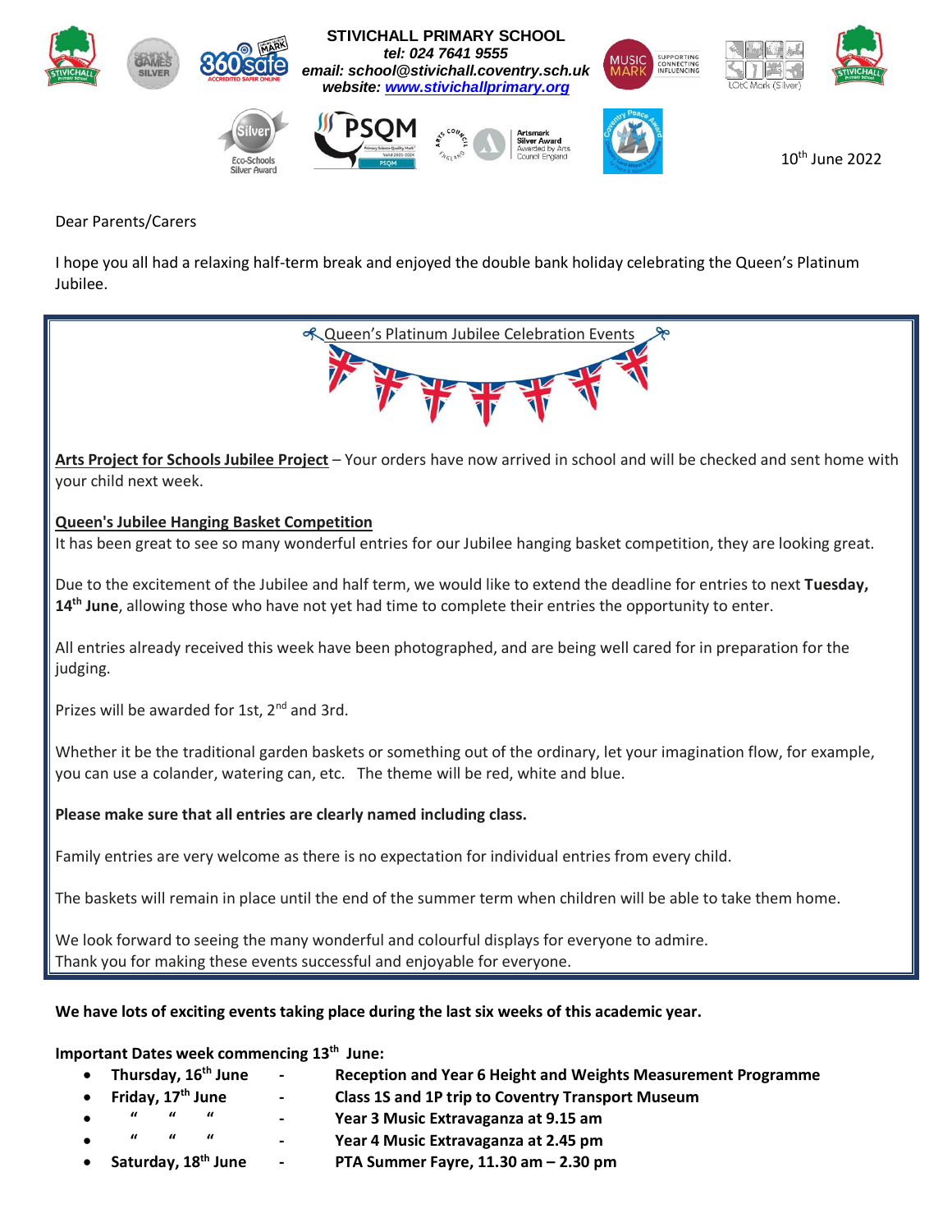**STIVICHALL PRIMARY SCHOOL**
***tel: 024 7641 9555***
***email: school@stivichall.coventry.sch.uk***
***website: [www.stivichallprimary.org](http://www.stivichallprimary.org)***

10th June 2022

Dear Parents/Carers

I hope you all had a relaxing half-term break and enjoyed the double bank holiday celebrating the Queen's Platinum Jubilee.

## Queen's Platinum Jubilee Celebration Events

**Arts Project for Schools Jubilee Project** – Your orders have now arrived in school and will be checked and sent home with your child next week.

**Queen's Jubilee Hanging Basket Competition**

It has been great to see so many wonderful entries for our Jubilee hanging basket competition, they are looking great.

Due to the excitement of the Jubilee and half term, we would like to extend the deadline for entries to next **Tuesday, 14th June**, allowing those who have not yet had time to complete their entries the opportunity to enter.

All entries already received this week have been photographed, and are being well cared for in preparation for the judging.

Prizes will be awarded for 1st, 2nd and 3rd.

Whether it be the traditional garden baskets or something out of the ordinary, let your imagination flow, for example, you can use a colander, watering can, etc.   The theme will be red, white and blue.

**Please make sure that all entries are clearly named including class.**

Family entries are very welcome as there is no expectation for individual entries from every child.

The baskets will remain in place until the end of the summer term when children will be able to take them home.

We look forward to seeing the many wonderful and colourful displays for everyone to admire.
Thank you for making these events successful and enjoyable for everyone.

**We have lots of exciting events taking place during the last six weeks of this academic year.**

**Important Dates week commencing 13th June:**

- **Thursday, 16th June - Reception and Year 6 Height and Weights Measurement Programme**
- **Friday, 17th June - Class 1S and 1P trip to Coventry Transport Museum**
- **" " " - Year 3 Music Extravaganza at 9.15 am**
- **" " " - Year 4 Music Extravaganza at 2.45 pm**
- **Saturday, 18th June - PTA Summer Fayre, 11.30 am – 2.30 pm**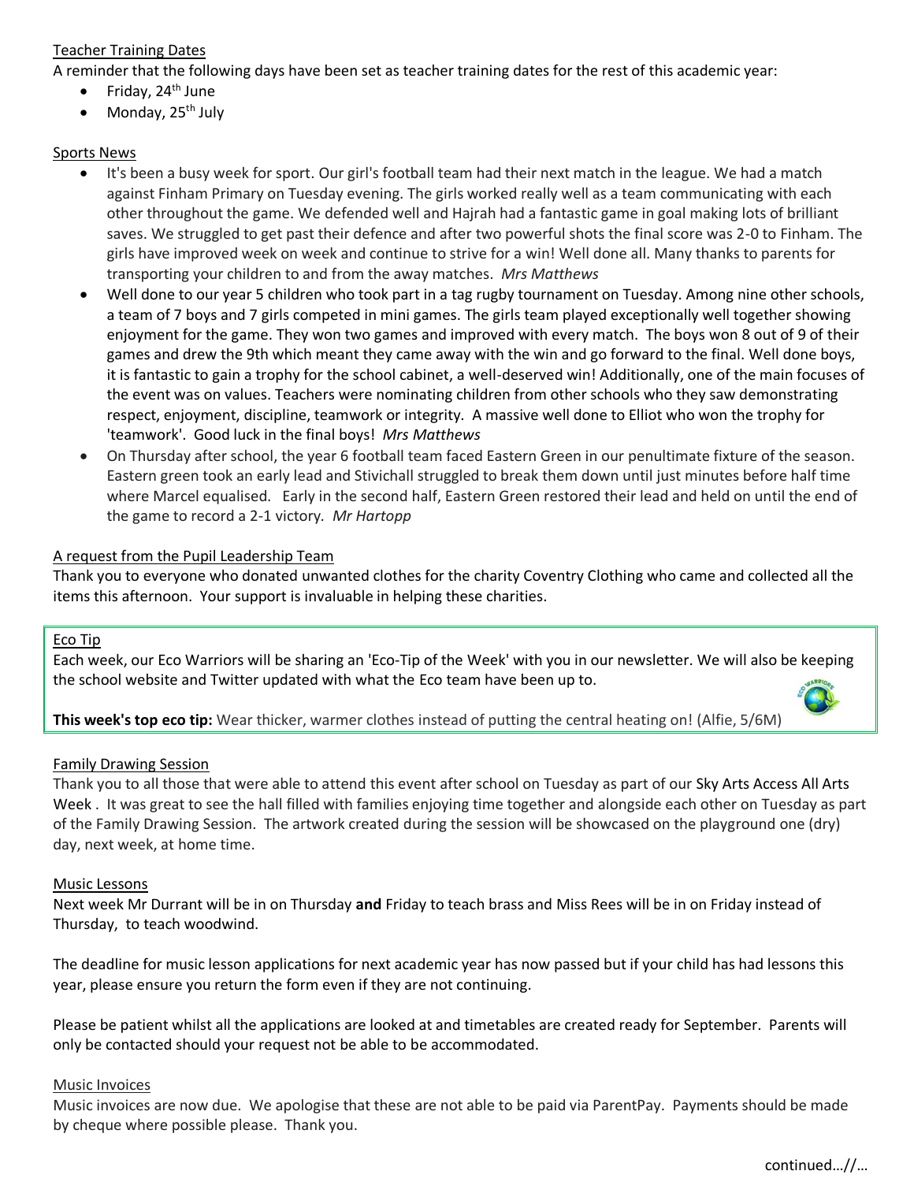## Teacher Training Dates

A reminder that the following days have been set as teacher training dates for the rest of this academic year:

- Friday, 24th June
- Monday, 25th July

## Sports News

- It's been a busy week for sport. Our girl's football team had their next match in the league. We had a match against Finham Primary on Tuesday evening. The girls worked really well as a team communicating with each other throughout the game. We defended well and Hajrah had a fantastic game in goal making lots of brilliant saves. We struggled to get past their defence and after two powerful shots the final score was 2-0 to Finham. The girls have improved week on week and continue to strive for a win! Well done all. Many thanks to parents for transporting your children to and from the away matches. *Mrs Matthews*
- Well done to our year 5 children who took part in a tag rugby tournament on Tuesday. Among nine other schools, a team of 7 boys and 7 girls competed in mini games. The girls team played exceptionally well together showing enjoyment for the game. They won two games and improved with every match. The boys won 8 out of 9 of their games and drew the 9th which meant they came away with the win and go forward to the final. Well done boys, it is fantastic to gain a trophy for the school cabinet, a well-deserved win! Additionally, one of the main focuses of the event was on values. Teachers were nominating children from other schools who they saw demonstrating respect, enjoyment, discipline, teamwork or integrity. A massive well done to Elliot who won the trophy for 'teamwork'. Good luck in the final boys! *Mrs Matthews*
- On Thursday after school, the year 6 football team faced Eastern Green in our penultimate fixture of the season. Eastern green took an early lead and Stivichall struggled to break them down until just minutes before half time where Marcel equalised. Early in the second half, Eastern Green restored their lead and held on until the end of the game to record a 2-1 victory. *Mr Hartopp*

## A request from the Pupil Leadership Team

Thank you to everyone who donated unwanted clothes for the charity Coventry Clothing who came and collected all the items this afternoon. Your support is invaluable in helping these charities.

## Eco Tip

Each week, our Eco Warriors will be sharing an 'Eco-Tip of the Week' with you in our newsletter. We will also be keeping the school website and Twitter updated with what the Eco team have been up to.

**This week's top eco tip:** Wear thicker, warmer clothes instead of putting the central heating on! (Alfie, 5/6M)

## Family Drawing Session

Thank you to all those that were able to attend this event after school on Tuesday as part of our Sky Arts Access All Arts Week . It was great to see the hall filled with families enjoying time together and alongside each other on Tuesday as part of the Family Drawing Session. The artwork created during the session will be showcased on the playground one (dry) day, next week, at home time.

## Music Lessons

Next week Mr Durrant will be in on Thursday **and** Friday to teach brass and Miss Rees will be in on Friday instead of Thursday, to teach woodwind.

The deadline for music lesson applications for next academic year has now passed but if your child has had lessons this year, please ensure you return the form even if they are not continuing.

Please be patient whilst all the applications are looked at and timetables are created ready for September. Parents will only be contacted should your request not be able to be accommodated.

## Music Invoices

Music invoices are now due. We apologise that these are not able to be paid via ParentPay. Payments should be made by cheque where possible please. Thank you.

continued…//…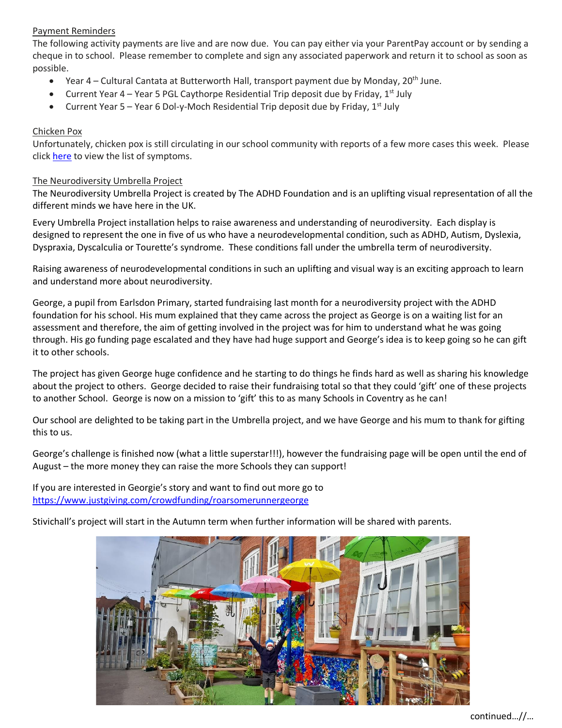## Payment Reminders

The following activity payments are live and are now due. You can pay either via your ParentPay account or by sending a cheque in to school. Please remember to complete and sign any associated paperwork and return it to school as soon as possible.

- Year 4 – Cultural Cantata at Butterworth Hall, transport payment due by Monday, 20th June.
- Current Year 4 – Year 5 PGL Caythorpe Residential Trip deposit due by Friday, 1st July
- Current Year 5 – Year 6 Dol-y-Moch Residential Trip deposit due by Friday, 1st July

## Chicken Pox

Unfortunately, chicken pox is still circulating in our school community with reports of a few more cases this week. Please click here to view the list of symptoms.

## The Neurodiversity Umbrella Project

The Neurodiversity Umbrella Project is created by The ADHD Foundation and is an uplifting visual representation of all the different minds we have here in the UK.

Every Umbrella Project installation helps to raise awareness and understanding of neurodiversity. Each display is designed to represent the one in five of us who have a neurodevelopmental condition, such as ADHD, Autism, Dyslexia, Dyspraxia, Dyscalculia or Tourette's syndrome. These conditions fall under the umbrella term of neurodiversity.

Raising awareness of neurodevelopmental conditions in such an uplifting and visual way is an exciting approach to learn and understand more about neurodiversity.

George, a pupil from Earlsdon Primary, started fundraising last month for a neurodiversity project with the ADHD foundation for his school. His mum explained that they came across the project as George is on a waiting list for an assessment and therefore, the aim of getting involved in the project was for him to understand what he was going through. His go funding page escalated and they have had huge support and George's idea is to keep going so he can gift it to other schools.

The project has given George huge confidence and he starting to do things he finds hard as well as sharing his knowledge about the project to others. George decided to raise their fundraising total so that they could 'gift' one of these projects to another School. George is now on a mission to 'gift' this to as many Schools in Coventry as he can!

Our school are delighted to be taking part in the Umbrella project, and we have George and his mum to thank for gifting this to us.

George's challenge is finished now (what a little superstar!!!), however the fundraising page will be open until the end of August – the more money they can raise the more Schools they can support!

If you are interested in Georgie's story and want to find out more go to https://www.justgiving.com/crowdfunding/roarsomerunnergeorge

Stivichall's project will start in the Autumn term when further information will be shared with parents.

continued…//…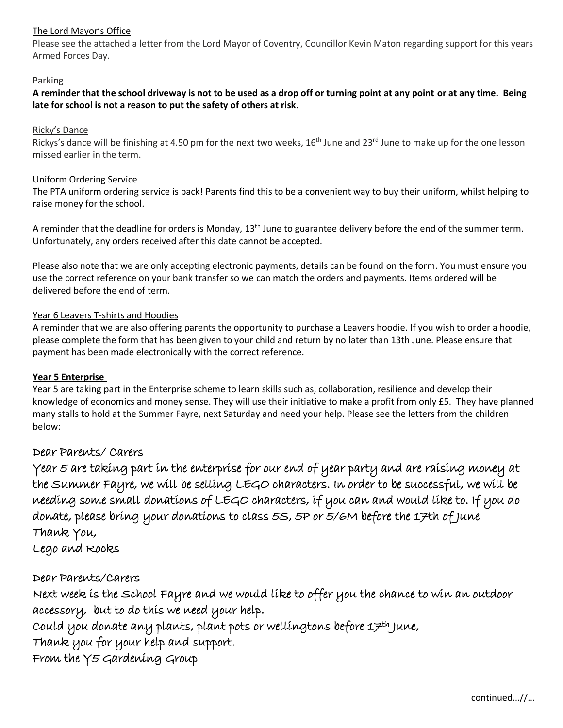The Lord Mayor's Office

Please see the attached a letter from the Lord Mayor of Coventry, Councillor Kevin Maton regarding support for this years Armed Forces Day.

Parking

**A reminder that the school driveway is not to be used as a drop off or turning point at any point or at any time. Being late for school is not a reason to put the safety of others at risk.**

Ricky's Dance

Rickys's dance will be finishing at 4.50 pm for the next two weeks, 16th June and 23rd June to make up for the one lesson missed earlier in the term.

Uniform Ordering Service

The PTA uniform ordering service is back! Parents find this to be a convenient way to buy their uniform, whilst helping to raise money for the school.

A reminder that the deadline for orders is Monday, 13th June to guarantee delivery before the end of the summer term. Unfortunately, any orders received after this date cannot be accepted.

Please also note that we are only accepting electronic payments, details can be found on the form. You must ensure you use the correct reference on your bank transfer so we can match the orders and payments. Items ordered will be delivered before the end of term.

Year 6 Leavers T-shirts and Hoodies

A reminder that we are also offering parents the opportunity to purchase a Leavers hoodie. If you wish to order a hoodie, please complete the form that has been given to your child and return by no later than 13th June. Please ensure that payment has been made electronically with the correct reference.

**Year 5 Enterprise**

Year 5 are taking part in the Enterprise scheme to learn skills such as, collaboration, resilience and develop their knowledge of economics and money sense. They will use their initiative to make a profit from only £5. They have planned many stalls to hold at the Summer Fayre, next Saturday and need your help. Please see the letters from the children below:

Dear Parents/ Carers

Year 5 are taking part in the enterprise for our end of year party and are raising money at the Summer Fayre, we will be selling LEGO characters. In order to be successful, we will be needing some small donations of LEGO characters, if you can and would like to. If you do donate, please bring your donations to class 5S, 5P or 5/6M before the 17th of June

Thank You,

Lego and Rocks

Dear Parents/Carers

Next week is the School Fayre and we would like to offer you the chance to win an outdoor accessory, but to do this we need your help.

Could you donate any plants, plant pots or wellingtons before 17th June,

Thank you for your help and support.

From the Y5 Gardening Group

continued…//…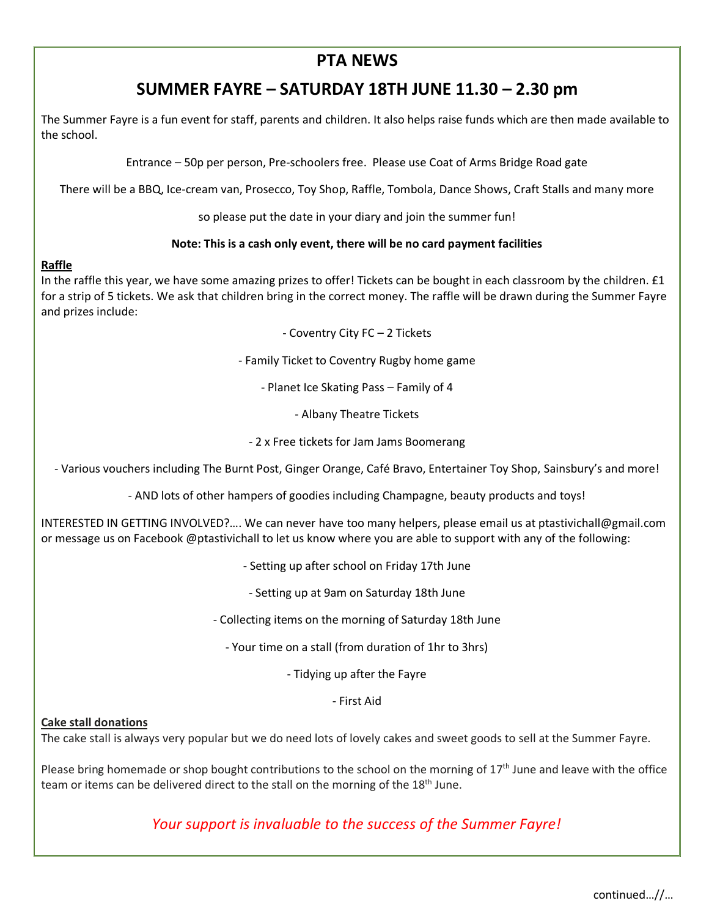# PTA NEWS

## SUMMER FAYRE – SATURDAY 18TH JUNE 11.30 – 2.30 pm

The Summer Fayre is a fun event for staff, parents and children. It also helps raise funds which are then made available to the school.

Entrance – 50p per person, Pre-schoolers free. Please use Coat of Arms Bridge Road gate

There will be a BBQ, Ice-cream van, Prosecco, Toy Shop, Raffle, Tombola, Dance Shows, Craft Stalls and many more

so please put the date in your diary and join the summer fun!

**Note: This is a cash only event, there will be no card payment facilities**

**Raffle**

In the raffle this year, we have some amazing prizes to offer! Tickets can be bought in each classroom by the children. £1 for a strip of 5 tickets. We ask that children bring in the correct money. The raffle will be drawn during the Summer Fayre and prizes include:

- Coventry City FC – 2 Tickets
- Family Ticket to Coventry Rugby home game
- Planet Ice Skating Pass – Family of 4
- Albany Theatre Tickets
- 2 x Free tickets for Jam Jams Boomerang
- Various vouchers including The Burnt Post, Ginger Orange, Café Bravo, Entertainer Toy Shop, Sainsbury's and more!
- AND lots of other hampers of goodies including Champagne, beauty products and toys!

INTERESTED IN GETTING INVOLVED?…. We can never have too many helpers, please email us at ptastivichall@gmail.com or message us on Facebook @ptastivichall to let us know where you are able to support with any of the following:

- Setting up after school on Friday 17th June
- Setting up at 9am on Saturday 18th June
- Collecting items on the morning of Saturday 18th June
- Your time on a stall (from duration of 1hr to 3hrs)
- Tidying up after the Fayre
- First Aid

**Cake stall donations**

The cake stall is always very popular but we do need lots of lovely cakes and sweet goods to sell at the Summer Fayre.

Please bring homemade or shop bought contributions to the school on the morning of 17th June and leave with the office team or items can be delivered direct to the stall on the morning of the 18th June.

*Your support is invaluable to the success of the Summer Fayre!*

continued…//…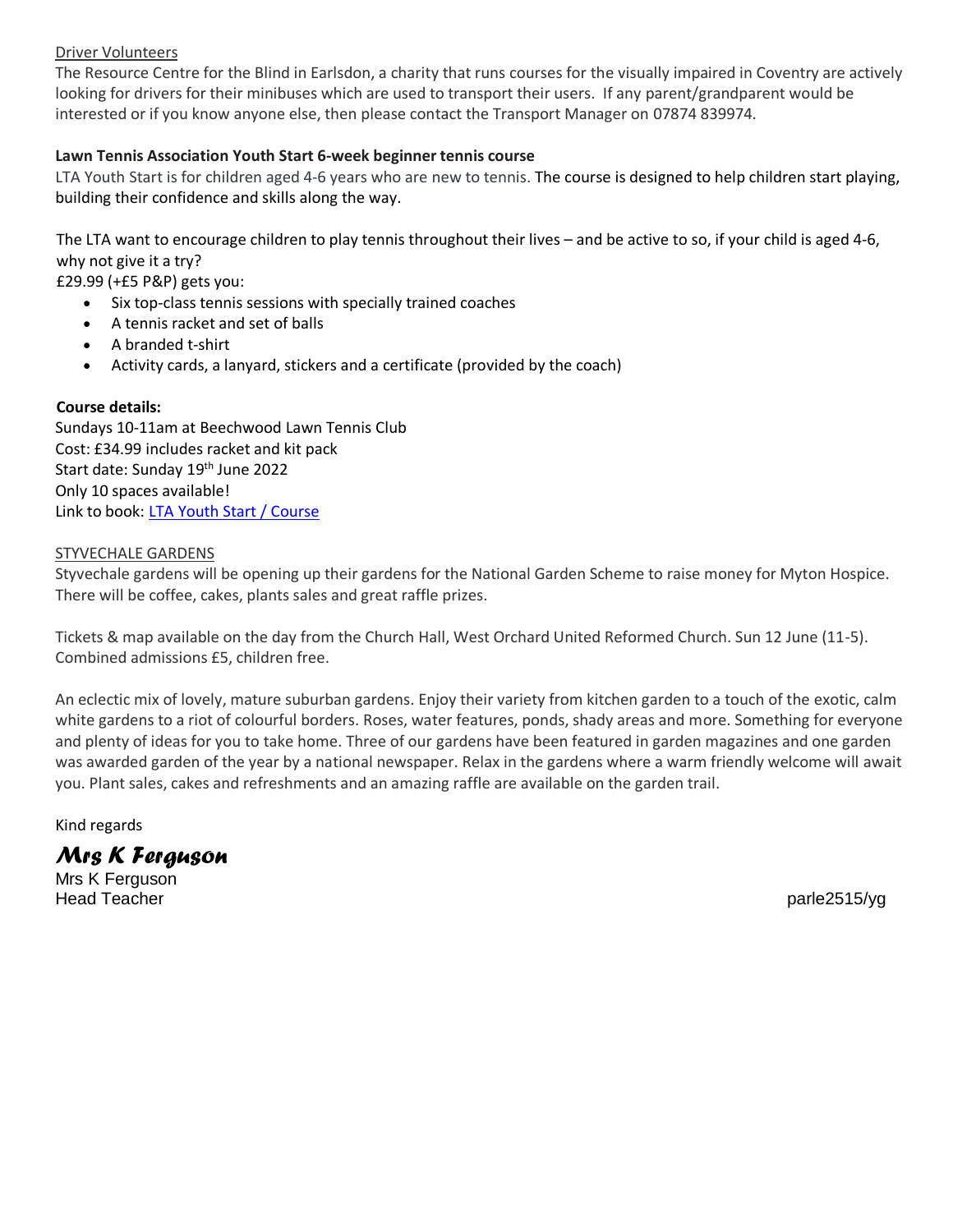Driver Volunteers

The Resource Centre for the Blind in Earlsdon, a charity that runs courses for the visually impaired in Coventry are actively looking for drivers for their minibuses which are used to transport their users. If any parent/grandparent would be interested or if you know anyone else, then please contact the Transport Manager on 07874 839974.

**Lawn Tennis Association Youth Start 6-week beginner tennis course**

LTA Youth Start is for children aged 4-6 years who are new to tennis. The course is designed to help children start playing, building their confidence and skills along the way.

The LTA want to encourage children to play tennis throughout their lives – and be active to so, if your child is aged 4-6, why not give it a try?

£29.99 (+£5 P&P) gets you:

- Six top-class tennis sessions with specially trained coaches
- A tennis racket and set of balls
- A branded t-shirt
- Activity cards, a lanyard, stickers and a certificate (provided by the coach)

**Course details:**

Sundays 10-11am at Beechwood Lawn Tennis Club
Cost: £34.99 includes racket and kit pack
Start date: Sunday 19th June 2022
Only 10 spaces available!
Link to book: [LTA Youth Start / Course]

STYVECHALE GARDENS

Styvechale gardens will be opening up their gardens for the National Garden Scheme to raise money for Myton Hospice. There will be coffee, cakes, plants sales and great raffle prizes.

Tickets & map available on the day from the Church Hall, West Orchard United Reformed Church. Sun 12 June (11-5). Combined admissions £5, children free.

An eclectic mix of lovely, mature suburban gardens. Enjoy their variety from kitchen garden to a touch of the exotic, calm white gardens to a riot of colourful borders. Roses, water features, ponds, shady areas and more. Something for everyone and plenty of ideas for you to take home. Three of our gardens have been featured in garden magazines and one garden was awarded garden of the year by a national newspaper. Relax in the gardens where a warm friendly welcome will await you. Plant sales, cakes and refreshments and an amazing raffle are available on the garden trail.

Kind regards

*Mrs K Ferguson*

Mrs K Ferguson
Head Teacher

parle2515/yg